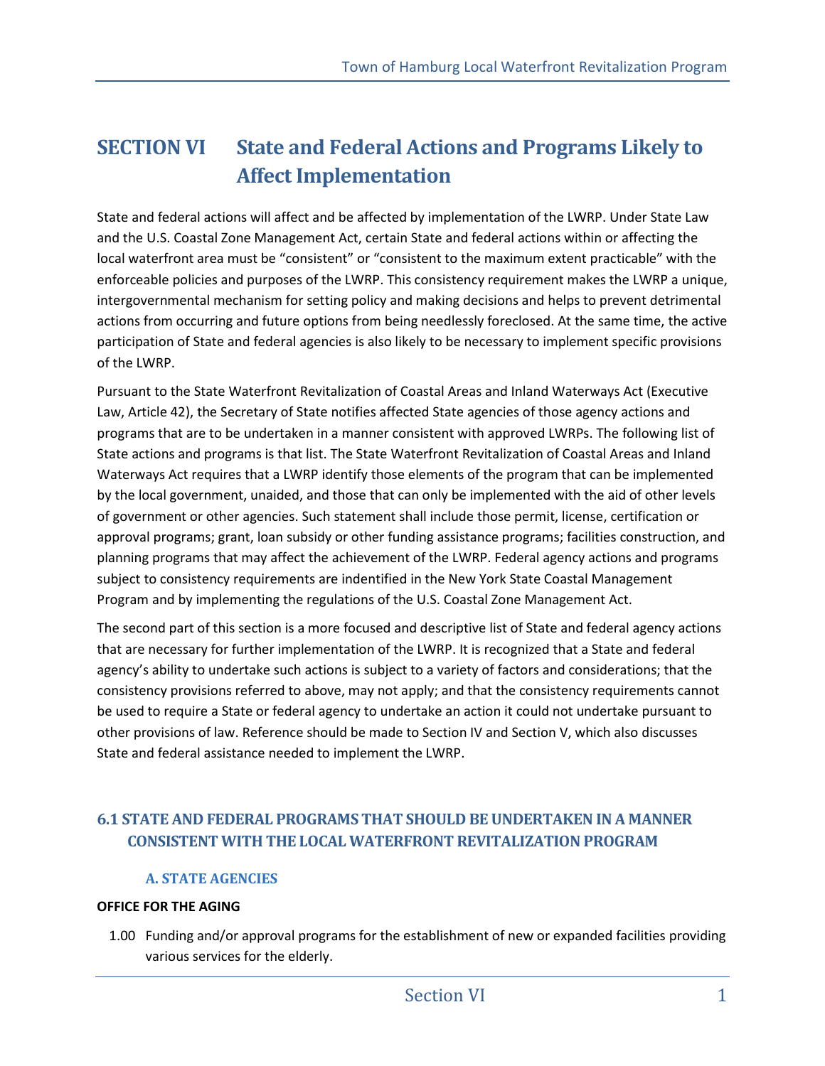# SECTION VI State and Federal Actions and Programs Likely to Affect Implementation

State and federal actions will affect and be affected by implementation of the LWRP. Under State Law and the U.S. Coastal Zone Management Act, certain State and federal actions within or affecting the local waterfront area must be "consistent" or "consistent to the maximum extent practicable" with the enforceable policies and purposes of the LWRP. This consistency requirement makes the LWRP a unique, intergovernmental mechanism for setting policy and making decisions and helps to prevent detrimental actions from occurring and future options from being needlessly foreclosed. At the same time, the active participation of State and federal agencies is also likely to be necessary to implement specific provisions of the LWRP.

Pursuant to the State Waterfront Revitalization of Coastal Areas and Inland Waterways Act (Executive Law, Article 42), the Secretary of State notifies affected State agencies of those agency actions and programs that are to be undertaken in a manner consistent with approved LWRPs. The following list of State actions and programs is that list. The State Waterfront Revitalization of Coastal Areas and Inland Waterways Act requires that a LWRP identify those elements of the program that can be implemented by the local government, unaided, and those that can only be implemented with the aid of other levels of government or other agencies. Such statement shall include those permit, license, certification or approval programs; grant, loan subsidy or other funding assistance programs; facilities construction, and planning programs that may affect the achievement of the LWRP. Federal agency actions and programs subject to consistency requirements are indentified in the New York State Coastal Management Program and by implementing the regulations of the U.S. Coastal Zone Management Act.

The second part of this section is a more focused and descriptive list of State and federal agency actions that are necessary for further implementation of the LWRP. It is recognized that a State and federal agency's ability to undertake such actions is subject to a variety of factors and considerations; that the consistency provisions referred to above, may not apply; and that the consistency requirements cannot be used to require a State or federal agency to undertake an action it could not undertake pursuant to other provisions of law. Reference should be made to Section IV and Section V, which also discusses State and federal assistance needed to implement the LWRP.

## 6.1 STATE AND FEDERAL PROGRAMS THAT SHOULD BE UNDERTAKEN IN A MANNER CONSISTENT WITH THE LOCAL WATERFRONT REVITALIZATION PROGRAM

### A. STATE AGENCIES

**OFFICE FOR THE AGING**

1.00 Funding and/or approval programs for the establishment of new or expanded facilities providing various services for the elderly.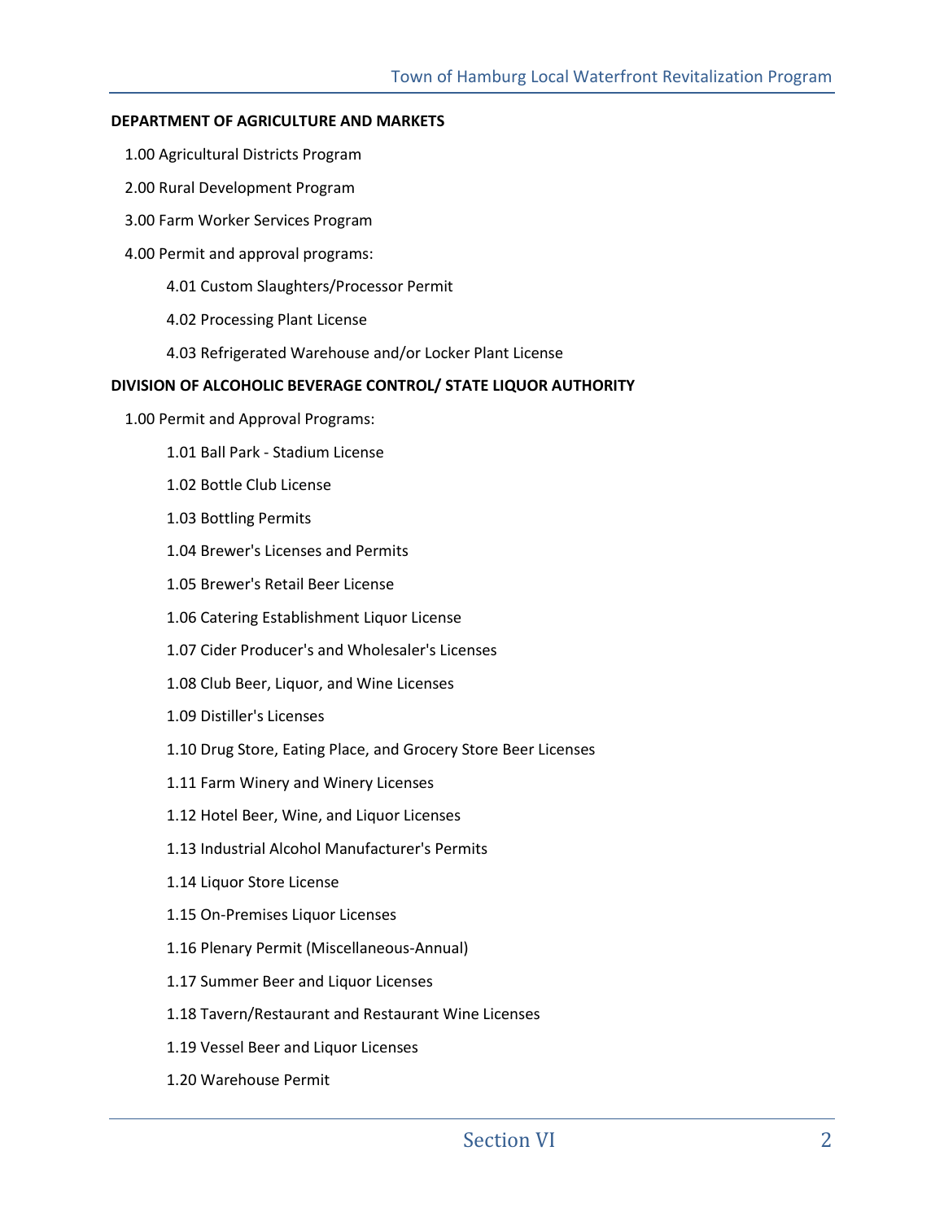**DEPARTMENT OF AGRICULTURE AND MARKETS**

- 1.00 Agricultural Districts Program
- 2.00 Rural Development Program
- 3.00 Farm Worker Services Program
- 4.00 Permit and approval programs:
    - 4.01 Custom Slaughters/Processor Permit
    - 4.02 Processing Plant License
    - 4.03 Refrigerated Warehouse and/or Locker Plant License

**DIVISION OF ALCOHOLIC BEVERAGE CONTROL/ STATE LIQUOR AUTHORITY**

- 1.00 Permit and Approval Programs:
    - 1.01 Ball Park - Stadium License
    - 1.02 Bottle Club License
    - 1.03 Bottling Permits
    - 1.04 Brewer's Licenses and Permits
    - 1.05 Brewer's Retail Beer License
    - 1.06 Catering Establishment Liquor License
    - 1.07 Cider Producer's and Wholesaler's Licenses
    - 1.08 Club Beer, Liquor, and Wine Licenses
    - 1.09 Distiller's Licenses
    - 1.10 Drug Store, Eating Place, and Grocery Store Beer Licenses
    - 1.11 Farm Winery and Winery Licenses
    - 1.12 Hotel Beer, Wine, and Liquor Licenses
    - 1.13 Industrial Alcohol Manufacturer's Permits
    - 1.14 Liquor Store License
    - 1.15 On-Premises Liquor Licenses
    - 1.16 Plenary Permit (Miscellaneous-Annual)
    - 1.17 Summer Beer and Liquor Licenses
    - 1.18 Tavern/Restaurant and Restaurant Wine Licenses
    - 1.19 Vessel Beer and Liquor Licenses
    - 1.20 Warehouse Permit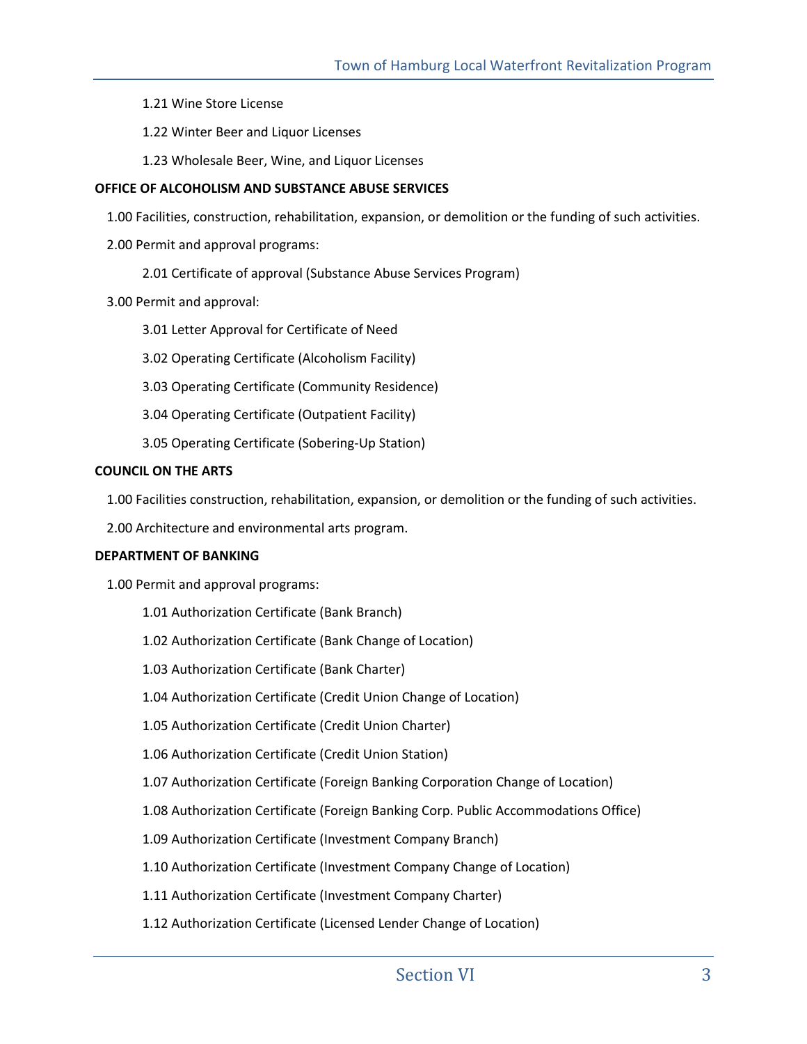1.21 Wine Store License

1.22 Winter Beer and Liquor Licenses

1.23 Wholesale Beer, Wine, and Liquor Licenses

**OFFICE OF ALCOHOLISM AND SUBSTANCE ABUSE SERVICES**

1.00 Facilities, construction, rehabilitation, expansion, or demolition or the funding of such activities.

2.00 Permit and approval programs:

2.01 Certificate of approval (Substance Abuse Services Program)

3.00 Permit and approval:

3.01 Letter Approval for Certificate of Need

3.02 Operating Certificate (Alcoholism Facility)

3.03 Operating Certificate (Community Residence)

3.04 Operating Certificate (Outpatient Facility)

3.05 Operating Certificate (Sobering-Up Station)

**COUNCIL ON THE ARTS**

1.00 Facilities construction, rehabilitation, expansion, or demolition or the funding of such activities.

2.00 Architecture and environmental arts program.

**DEPARTMENT OF BANKING**

1.00 Permit and approval programs:

1.01 Authorization Certificate (Bank Branch)

1.02 Authorization Certificate (Bank Change of Location)

1.03 Authorization Certificate (Bank Charter)

1.04 Authorization Certificate (Credit Union Change of Location)

1.05 Authorization Certificate (Credit Union Charter)

1.06 Authorization Certificate (Credit Union Station)

1.07 Authorization Certificate (Foreign Banking Corporation Change of Location)

1.08 Authorization Certificate (Foreign Banking Corp. Public Accommodations Office)

1.09 Authorization Certificate (Investment Company Branch)

1.10 Authorization Certificate (Investment Company Change of Location)

1.11 Authorization Certificate (Investment Company Charter)

1.12 Authorization Certificate (Licensed Lender Change of Location)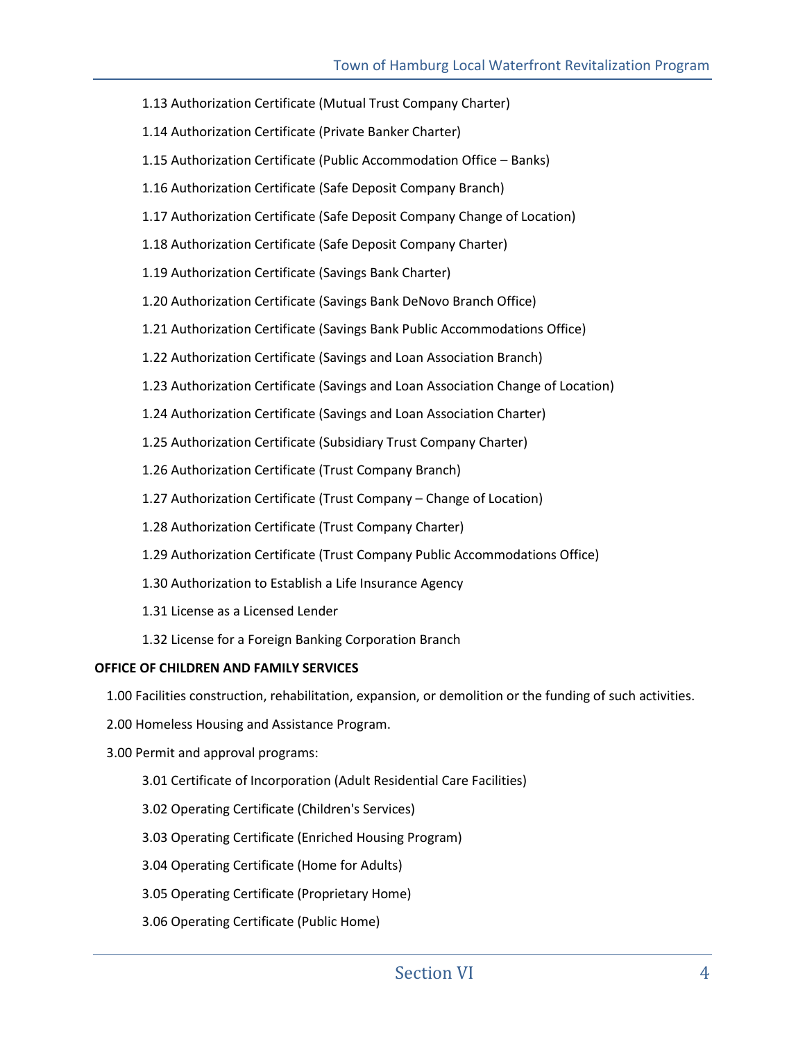1.13 Authorization Certificate (Mutual Trust Company Charter)

1.14 Authorization Certificate (Private Banker Charter)

1.15 Authorization Certificate (Public Accommodation Office – Banks)

1.16 Authorization Certificate (Safe Deposit Company Branch)

1.17 Authorization Certificate (Safe Deposit Company Change of Location)

1.18 Authorization Certificate (Safe Deposit Company Charter)

1.19 Authorization Certificate (Savings Bank Charter)

1.20 Authorization Certificate (Savings Bank DeNovo Branch Office)

1.21 Authorization Certificate (Savings Bank Public Accommodations Office)

1.22 Authorization Certificate (Savings and Loan Association Branch)

1.23 Authorization Certificate (Savings and Loan Association Change of Location)

1.24 Authorization Certificate (Savings and Loan Association Charter)

1.25 Authorization Certificate (Subsidiary Trust Company Charter)

1.26 Authorization Certificate (Trust Company Branch)

1.27 Authorization Certificate (Trust Company – Change of Location)

1.28 Authorization Certificate (Trust Company Charter)

1.29 Authorization Certificate (Trust Company Public Accommodations Office)

1.30 Authorization to Establish a Life Insurance Agency

1.31 License as a Licensed Lender

1.32 License for a Foreign Banking Corporation Branch

**OFFICE OF CHILDREN AND FAMILY SERVICES**

1.00 Facilities construction, rehabilitation, expansion, or demolition or the funding of such activities.

2.00 Homeless Housing and Assistance Program.

3.00 Permit and approval programs:

3.01 Certificate of Incorporation (Adult Residential Care Facilities)

3.02 Operating Certificate (Children's Services)

3.03 Operating Certificate (Enriched Housing Program)

3.04 Operating Certificate (Home for Adults)

3.05 Operating Certificate (Proprietary Home)

3.06 Operating Certificate (Public Home)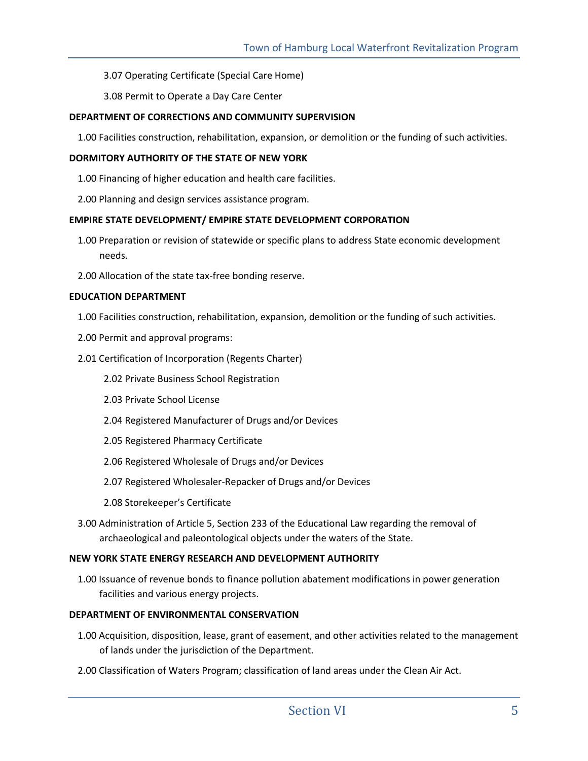3.07 Operating Certificate (Special Care Home)

3.08 Permit to Operate a Day Care Center

**DEPARTMENT OF CORRECTIONS AND COMMUNITY SUPERVISION**

1.00 Facilities construction, rehabilitation, expansion, or demolition or the funding of such activities.

**DORMITORY AUTHORITY OF THE STATE OF NEW YORK**

1.00 Financing of higher education and health care facilities.

2.00 Planning and design services assistance program.

**EMPIRE STATE DEVELOPMENT/ EMPIRE STATE DEVELOPMENT CORPORATION**

1.00 Preparation or revision of statewide or specific plans to address State economic development needs.

2.00 Allocation of the state tax-free bonding reserve.

**EDUCATION DEPARTMENT**

1.00 Facilities construction, rehabilitation, expansion, demolition or the funding of such activities.

2.00 Permit and approval programs:

2.01 Certification of Incorporation (Regents Charter)

2.02 Private Business School Registration

2.03 Private School License

2.04 Registered Manufacturer of Drugs and/or Devices

2.05 Registered Pharmacy Certificate

2.06 Registered Wholesale of Drugs and/or Devices

2.07 Registered Wholesaler-Repacker of Drugs and/or Devices

2.08 Storekeeper's Certificate

3.00 Administration of Article 5, Section 233 of the Educational Law regarding the removal of archaeological and paleontological objects under the waters of the State.

**NEW YORK STATE ENERGY RESEARCH AND DEVELOPMENT AUTHORITY**

1.00 Issuance of revenue bonds to finance pollution abatement modifications in power generation facilities and various energy projects.

**DEPARTMENT OF ENVIRONMENTAL CONSERVATION**

1.00 Acquisition, disposition, lease, grant of easement, and other activities related to the management of lands under the jurisdiction of the Department.

2.00 Classification of Waters Program; classification of land areas under the Clean Air Act.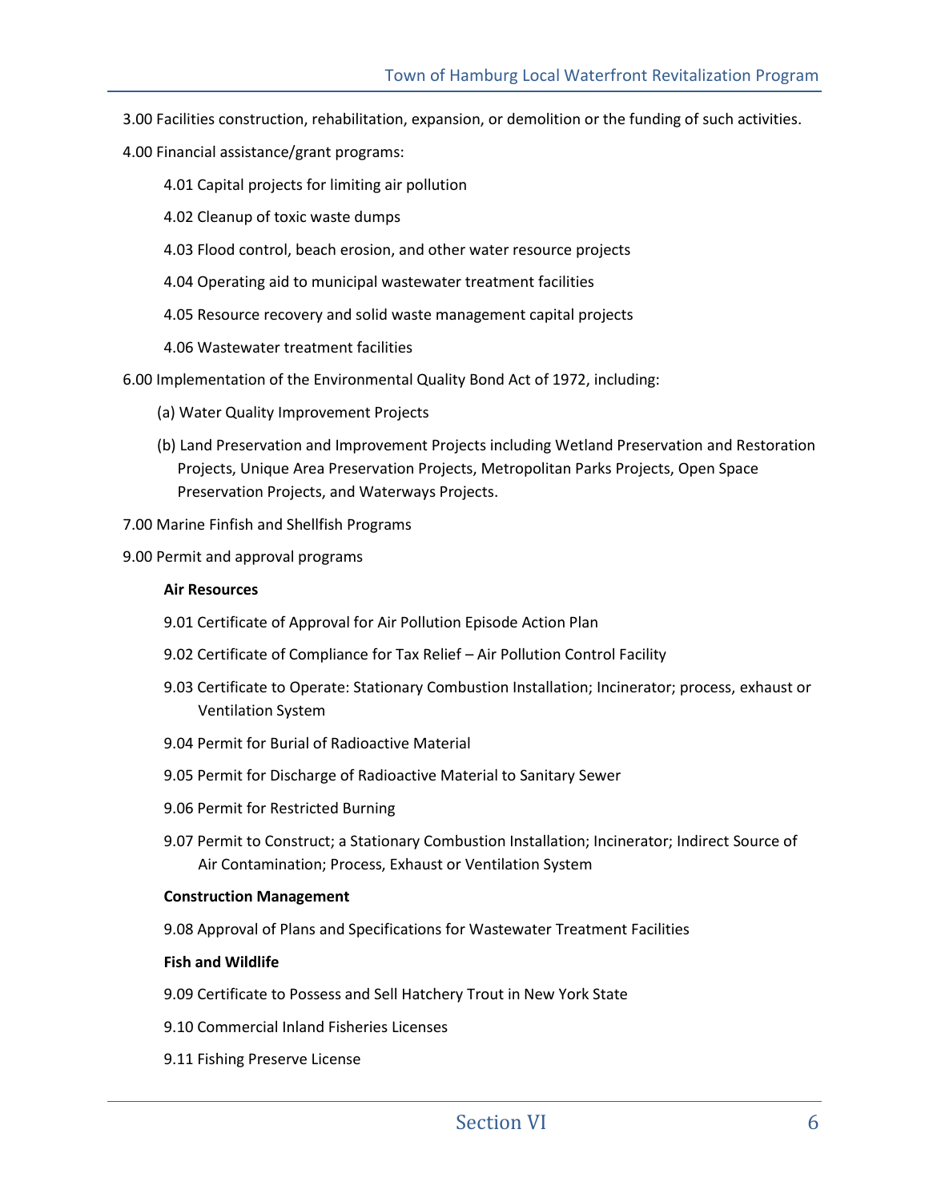3.00 Facilities construction, rehabilitation, expansion, or demolition or the funding of such activities.

4.00 Financial assistance/grant programs:

- 4.01 Capital projects for limiting air pollution
- 4.02 Cleanup of toxic waste dumps
- 4.03 Flood control, beach erosion, and other water resource projects
- 4.04 Operating aid to municipal wastewater treatment facilities
- 4.05 Resource recovery and solid waste management capital projects
- 4.06 Wastewater treatment facilities

6.00 Implementation of the Environmental Quality Bond Act of 1972, including:

- (a) Water Quality Improvement Projects
- (b) Land Preservation and Improvement Projects including Wetland Preservation and Restoration Projects, Unique Area Preservation Projects, Metropolitan Parks Projects, Open Space Preservation Projects, and Waterways Projects.

7.00 Marine Finfish and Shellfish Programs

9.00 Permit and approval programs

**Air Resources**

- 9.01 Certificate of Approval for Air Pollution Episode Action Plan
- 9.02 Certificate of Compliance for Tax Relief – Air Pollution Control Facility
- 9.03 Certificate to Operate: Stationary Combustion Installation; Incinerator; process, exhaust or Ventilation System
- 9.04 Permit for Burial of Radioactive Material
- 9.05 Permit for Discharge of Radioactive Material to Sanitary Sewer
- 9.06 Permit for Restricted Burning
- 9.07 Permit to Construct; a Stationary Combustion Installation; Incinerator; Indirect Source of Air Contamination; Process, Exhaust or Ventilation System

**Construction Management**

- 9.08 Approval of Plans and Specifications for Wastewater Treatment Facilities

**Fish and Wildlife**

- 9.09 Certificate to Possess and Sell Hatchery Trout in New York State
- 9.10 Commercial Inland Fisheries Licenses
- 9.11 Fishing Preserve License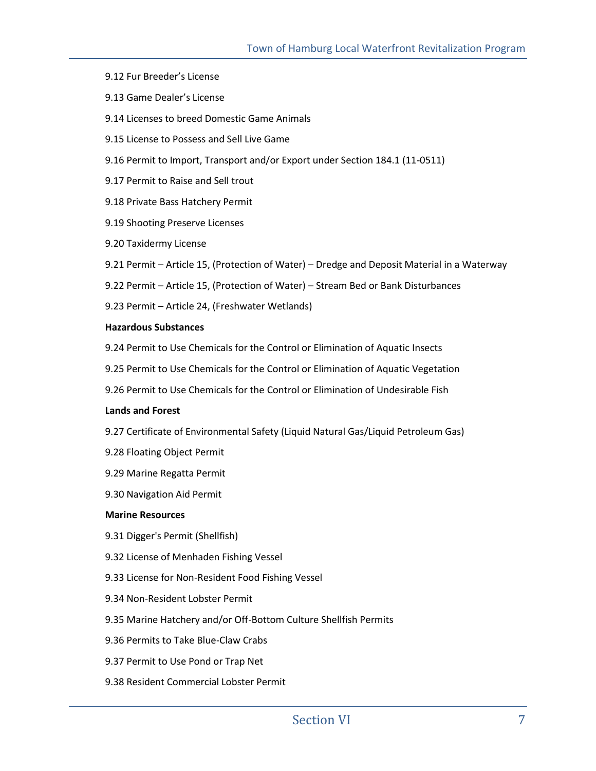9.12 Fur Breeder's License

9.13 Game Dealer's License

9.14 Licenses to breed Domestic Game Animals

9.15 License to Possess and Sell Live Game

9.16 Permit to Import, Transport and/or Export under Section 184.1 (11-0511)

9.17 Permit to Raise and Sell trout

9.18 Private Bass Hatchery Permit

9.19 Shooting Preserve Licenses

9.20 Taxidermy License

9.21 Permit – Article 15, (Protection of Water) – Dredge and Deposit Material in a Waterway

9.22 Permit – Article 15, (Protection of Water) – Stream Bed or Bank Disturbances

9.23 Permit – Article 24, (Freshwater Wetlands)

**Hazardous Substances**

9.24 Permit to Use Chemicals for the Control or Elimination of Aquatic Insects

9.25 Permit to Use Chemicals for the Control or Elimination of Aquatic Vegetation

9.26 Permit to Use Chemicals for the Control or Elimination of Undesirable Fish

**Lands and Forest**

9.27 Certificate of Environmental Safety (Liquid Natural Gas/Liquid Petroleum Gas)

9.28 Floating Object Permit

9.29 Marine Regatta Permit

9.30 Navigation Aid Permit

**Marine Resources**

9.31 Digger's Permit (Shellfish)

9.32 License of Menhaden Fishing Vessel

9.33 License for Non-Resident Food Fishing Vessel

9.34 Non-Resident Lobster Permit

9.35 Marine Hatchery and/or Off-Bottom Culture Shellfish Permits

9.36 Permits to Take Blue-Claw Crabs

9.37 Permit to Use Pond or Trap Net

9.38 Resident Commercial Lobster Permit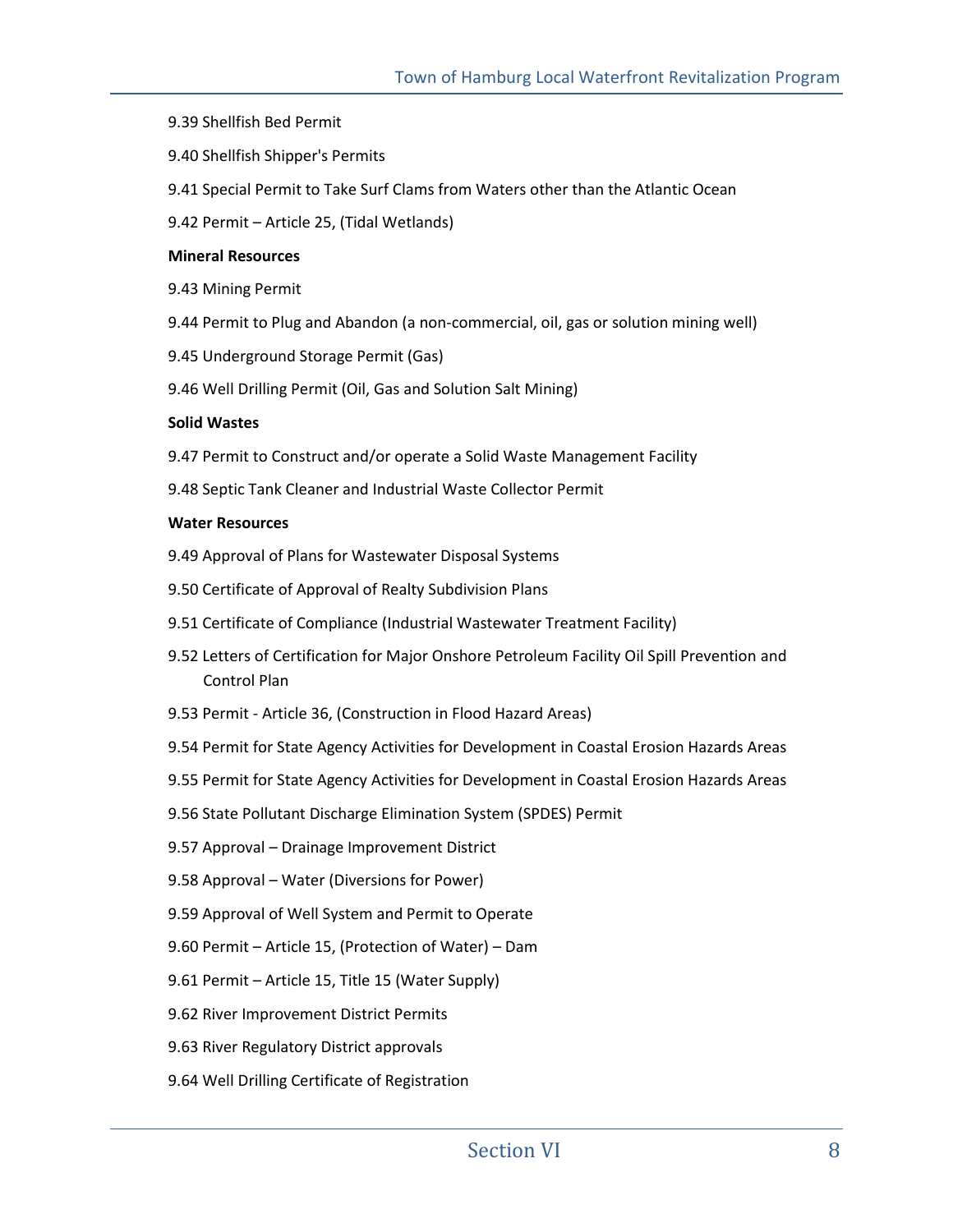9.39 Shellfish Bed Permit

9.40 Shellfish Shipper's Permits

9.41 Special Permit to Take Surf Clams from Waters other than the Atlantic Ocean

9.42 Permit – Article 25, (Tidal Wetlands)

**Mineral Resources**

9.43 Mining Permit

9.44 Permit to Plug and Abandon (a non-commercial, oil, gas or solution mining well)

9.45 Underground Storage Permit (Gas)

9.46 Well Drilling Permit (Oil, Gas and Solution Salt Mining)

**Solid Wastes**

9.47 Permit to Construct and/or operate a Solid Waste Management Facility

9.48 Septic Tank Cleaner and Industrial Waste Collector Permit

**Water Resources**

9.49 Approval of Plans for Wastewater Disposal Systems

9.50 Certificate of Approval of Realty Subdivision Plans

9.51 Certificate of Compliance (Industrial Wastewater Treatment Facility)

9.52 Letters of Certification for Major Onshore Petroleum Facility Oil Spill Prevention and Control Plan

9.53 Permit - Article 36, (Construction in Flood Hazard Areas)

9.54 Permit for State Agency Activities for Development in Coastal Erosion Hazards Areas

9.55 Permit for State Agency Activities for Development in Coastal Erosion Hazards Areas

9.56 State Pollutant Discharge Elimination System (SPDES) Permit

9.57 Approval – Drainage Improvement District

9.58 Approval – Water (Diversions for Power)

9.59 Approval of Well System and Permit to Operate

9.60 Permit – Article 15, (Protection of Water) – Dam

9.61 Permit – Article 15, Title 15 (Water Supply)

9.62 River Improvement District Permits

9.63 River Regulatory District approvals

9.64 Well Drilling Certificate of Registration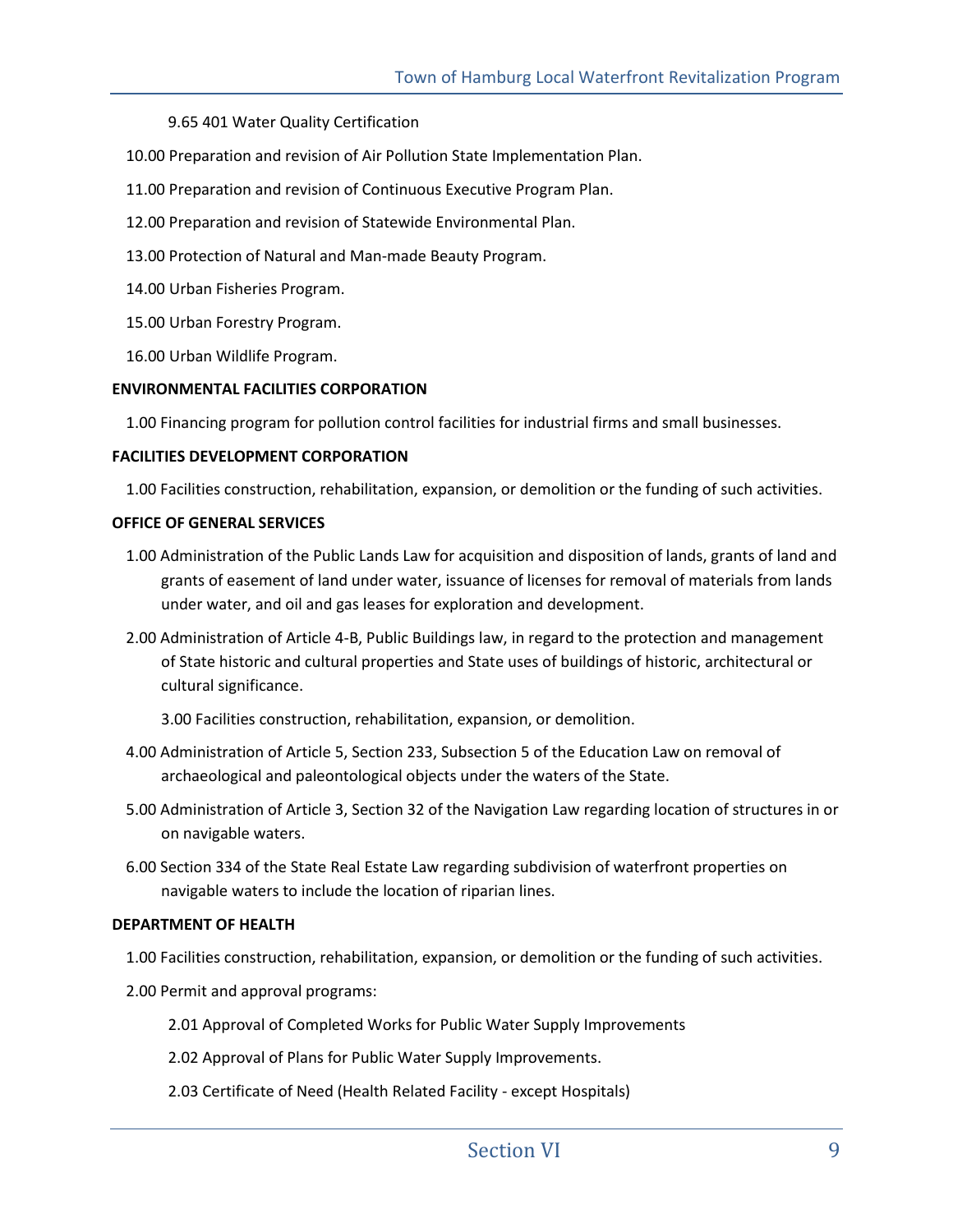9.65 401 Water Quality Certification

10.00 Preparation and revision of Air Pollution State Implementation Plan.

11.00 Preparation and revision of Continuous Executive Program Plan.

12.00 Preparation and revision of Statewide Environmental Plan.

13.00 Protection of Natural and Man-made Beauty Program.

14.00 Urban Fisheries Program.

15.00 Urban Forestry Program.

16.00 Urban Wildlife Program.

**ENVIRONMENTAL FACILITIES CORPORATION**

1.00 Financing program for pollution control facilities for industrial firms and small businesses.

**FACILITIES DEVELOPMENT CORPORATION**

1.00 Facilities construction, rehabilitation, expansion, or demolition or the funding of such activities.

**OFFICE OF GENERAL SERVICES**

1.00 Administration of the Public Lands Law for acquisition and disposition of lands, grants of land and grants of easement of land under water, issuance of licenses for removal of materials from lands under water, and oil and gas leases for exploration and development.

2.00 Administration of Article 4-B, Public Buildings law, in regard to the protection and management of State historic and cultural properties and State uses of buildings of historic, architectural or cultural significance.

3.00 Facilities construction, rehabilitation, expansion, or demolition.

4.00 Administration of Article 5, Section 233, Subsection 5 of the Education Law on removal of archaeological and paleontological objects under the waters of the State.

5.00 Administration of Article 3, Section 32 of the Navigation Law regarding location of structures in or on navigable waters.

6.00 Section 334 of the State Real Estate Law regarding subdivision of waterfront properties on navigable waters to include the location of riparian lines.

**DEPARTMENT OF HEALTH**

1.00 Facilities construction, rehabilitation, expansion, or demolition or the funding of such activities.

2.00 Permit and approval programs:

2.01 Approval of Completed Works for Public Water Supply Improvements

2.02 Approval of Plans for Public Water Supply Improvements.

2.03 Certificate of Need (Health Related Facility - except Hospitals)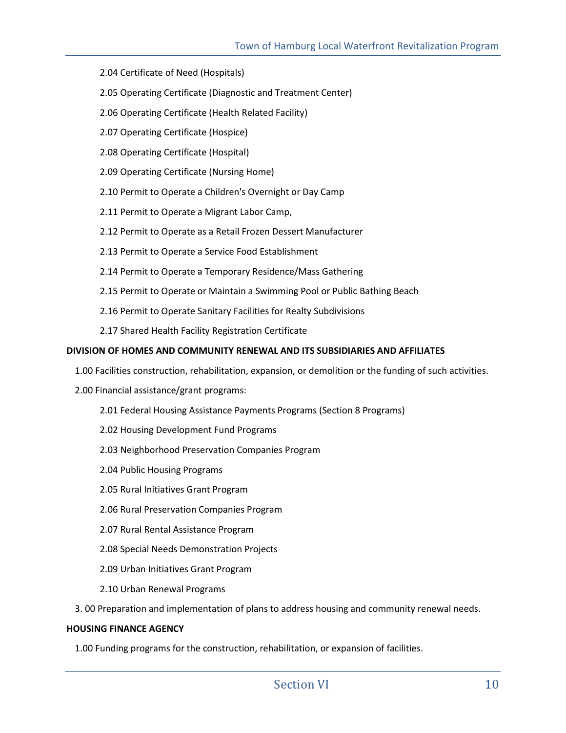2.04 Certificate of Need (Hospitals)

2.05 Operating Certificate (Diagnostic and Treatment Center)

2.06 Operating Certificate (Health Related Facility)

2.07 Operating Certificate (Hospice)

2.08 Operating Certificate (Hospital)

2.09 Operating Certificate (Nursing Home)

2.10 Permit to Operate a Children's Overnight or Day Camp

2.11 Permit to Operate a Migrant Labor Camp,

2.12 Permit to Operate as a Retail Frozen Dessert Manufacturer

2.13 Permit to Operate a Service Food Establishment

2.14 Permit to Operate a Temporary Residence/Mass Gathering

2.15 Permit to Operate or Maintain a Swimming Pool or Public Bathing Beach

2.16 Permit to Operate Sanitary Facilities for Realty Subdivisions

2.17 Shared Health Facility Registration Certificate

**DIVISION OF HOMES AND COMMUNITY RENEWAL AND ITS SUBSIDIARIES AND AFFILIATES**

1.00 Facilities construction, rehabilitation, expansion, or demolition or the funding of such activities.

2.00 Financial assistance/grant programs:

2.01 Federal Housing Assistance Payments Programs (Section 8 Programs)

2.02 Housing Development Fund Programs

2.03 Neighborhood Preservation Companies Program

2.04 Public Housing Programs

2.05 Rural Initiatives Grant Program

2.06 Rural Preservation Companies Program

2.07 Rural Rental Assistance Program

2.08 Special Needs Demonstration Projects

2.09 Urban Initiatives Grant Program

2.10 Urban Renewal Programs

3. 00 Preparation and implementation of plans to address housing and community renewal needs.

**HOUSING FINANCE AGENCY**

1.00 Funding programs for the construction, rehabilitation, or expansion of facilities.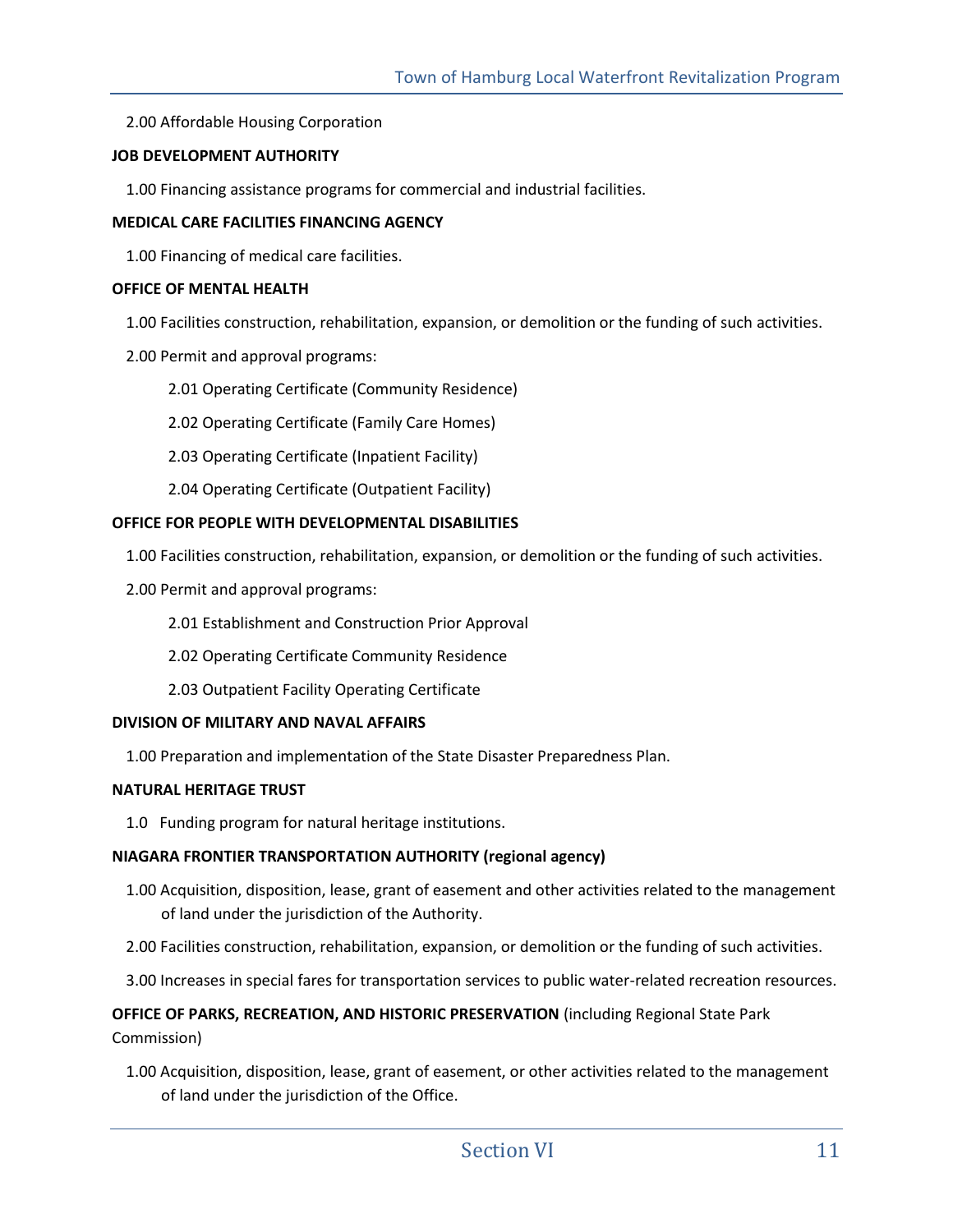2.00 Affordable Housing Corporation

**JOB DEVELOPMENT AUTHORITY**

1.00 Financing assistance programs for commercial and industrial facilities.

**MEDICAL CARE FACILITIES FINANCING AGENCY**

1.00 Financing of medical care facilities.

**OFFICE OF MENTAL HEALTH**

1.00 Facilities construction, rehabilitation, expansion, or demolition or the funding of such activities.

2.00 Permit and approval programs:

- 2.01 Operating Certificate (Community Residence)
- 2.02 Operating Certificate (Family Care Homes)
- 2.03 Operating Certificate (Inpatient Facility)
- 2.04 Operating Certificate (Outpatient Facility)

**OFFICE FOR PEOPLE WITH DEVELOPMENTAL DISABILITIES**

1.00 Facilities construction, rehabilitation, expansion, or demolition or the funding of such activities.

2.00 Permit and approval programs:

- 2.01 Establishment and Construction Prior Approval
- 2.02 Operating Certificate Community Residence
- 2.03 Outpatient Facility Operating Certificate

**DIVISION OF MILITARY AND NAVAL AFFAIRS**

1.00 Preparation and implementation of the State Disaster Preparedness Plan.

**NATURAL HERITAGE TRUST**

1.0 Funding program for natural heritage institutions.

**NIAGARA FRONTIER TRANSPORTATION AUTHORITY (regional agency)**

1.00 Acquisition, disposition, lease, grant of easement and other activities related to the management of land under the jurisdiction of the Authority.

2.00 Facilities construction, rehabilitation, expansion, or demolition or the funding of such activities.

3.00 Increases in special fares for transportation services to public water-related recreation resources.

**OFFICE OF PARKS, RECREATION, AND HISTORIC PRESERVATION** (including Regional State Park Commission)

1.00 Acquisition, disposition, lease, grant of easement, or other activities related to the management of land under the jurisdiction of the Office.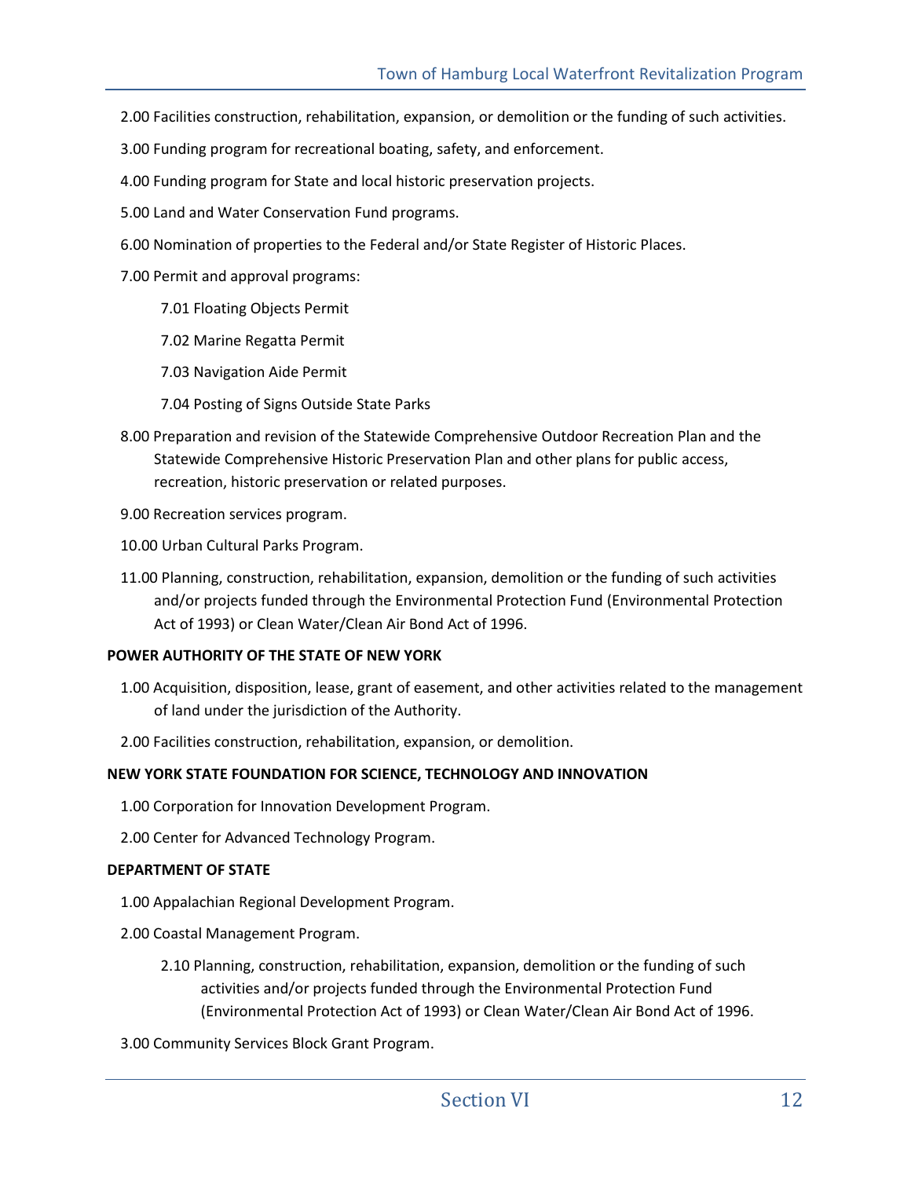2.00 Facilities construction, rehabilitation, expansion, or demolition or the funding of such activities.

3.00 Funding program for recreational boating, safety, and enforcement.

4.00 Funding program for State and local historic preservation projects.

5.00 Land and Water Conservation Fund programs.

6.00 Nomination of properties to the Federal and/or State Register of Historic Places.

7.00 Permit and approval programs:

- 7.01 Floating Objects Permit
- 7.02 Marine Regatta Permit
- 7.03 Navigation Aide Permit
- 7.04 Posting of Signs Outside State Parks

8.00 Preparation and revision of the Statewide Comprehensive Outdoor Recreation Plan and the Statewide Comprehensive Historic Preservation Plan and other plans for public access, recreation, historic preservation or related purposes.

9.00 Recreation services program.

10.00 Urban Cultural Parks Program.

11.00 Planning, construction, rehabilitation, expansion, demolition or the funding of such activities and/or projects funded through the Environmental Protection Fund (Environmental Protection Act of 1993) or Clean Water/Clean Air Bond Act of 1996.

**POWER AUTHORITY OF THE STATE OF NEW YORK**

1.00 Acquisition, disposition, lease, grant of easement, and other activities related to the management of land under the jurisdiction of the Authority.

2.00 Facilities construction, rehabilitation, expansion, or demolition.

**NEW YORK STATE FOUNDATION FOR SCIENCE, TECHNOLOGY AND INNOVATION**

1.00 Corporation for Innovation Development Program.

2.00 Center for Advanced Technology Program.

**DEPARTMENT OF STATE**

1.00 Appalachian Regional Development Program.

2.00 Coastal Management Program.

- 2.10 Planning, construction, rehabilitation, expansion, demolition or the funding of such activities and/or projects funded through the Environmental Protection Fund (Environmental Protection Act of 1993) or Clean Water/Clean Air Bond Act of 1996.

3.00 Community Services Block Grant Program.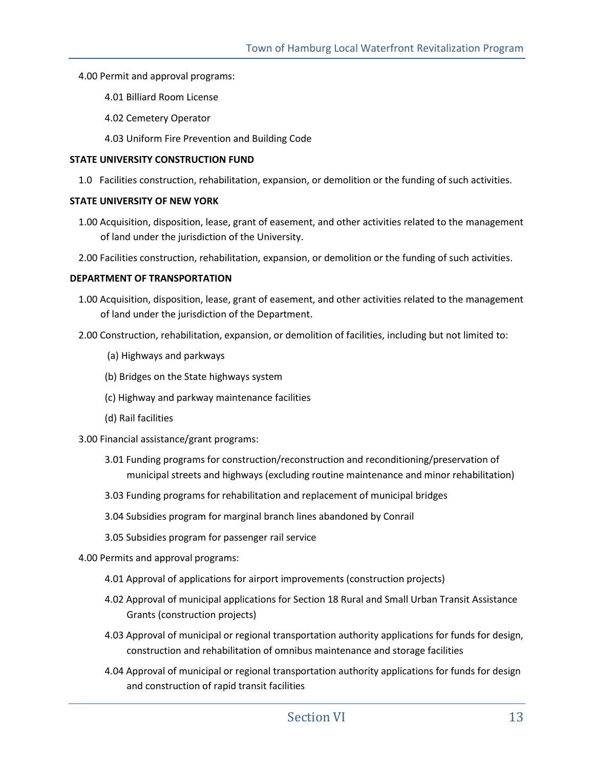4.00 Permit and approval programs:

- 4.01 Billiard Room License
- 4.02 Cemetery Operator
- 4.03 Uniform Fire Prevention and Building Code

**STATE UNIVERSITY CONSTRUCTION FUND**

1.0 Facilities construction, rehabilitation, expansion, or demolition or the funding of such activities.

**STATE UNIVERSITY OF NEW YORK**

1.00 Acquisition, disposition, lease, grant of easement, and other activities related to the management of land under the jurisdiction of the University.

2.00 Facilities construction, rehabilitation, expansion, or demolition or the funding of such activities.

**DEPARTMENT OF TRANSPORTATION**

1.00 Acquisition, disposition, lease, grant of easement, and other activities related to the management of land under the jurisdiction of the Department.

2.00 Construction, rehabilitation, expansion, or demolition of facilities, including but not limited to:

- (a) Highways and parkways
- (b) Bridges on the State highways system
- (c) Highway and parkway maintenance facilities
- (d) Rail facilities

3.00 Financial assistance/grant programs:

- 3.01 Funding programs for construction/reconstruction and reconditioning/preservation of municipal streets and highways (excluding routine maintenance and minor rehabilitation)
- 3.03 Funding programs for rehabilitation and replacement of municipal bridges
- 3.04 Subsidies program for marginal branch lines abandoned by Conrail
- 3.05 Subsidies program for passenger rail service

4.00 Permits and approval programs:

- 4.01 Approval of applications for airport improvements (construction projects)
- 4.02 Approval of municipal applications for Section 18 Rural and Small Urban Transit Assistance Grants (construction projects)
- 4.03 Approval of municipal or regional transportation authority applications for funds for design, construction and rehabilitation of omnibus maintenance and storage facilities
- 4.04 Approval of municipal or regional transportation authority applications for funds for design and construction of rapid transit facilities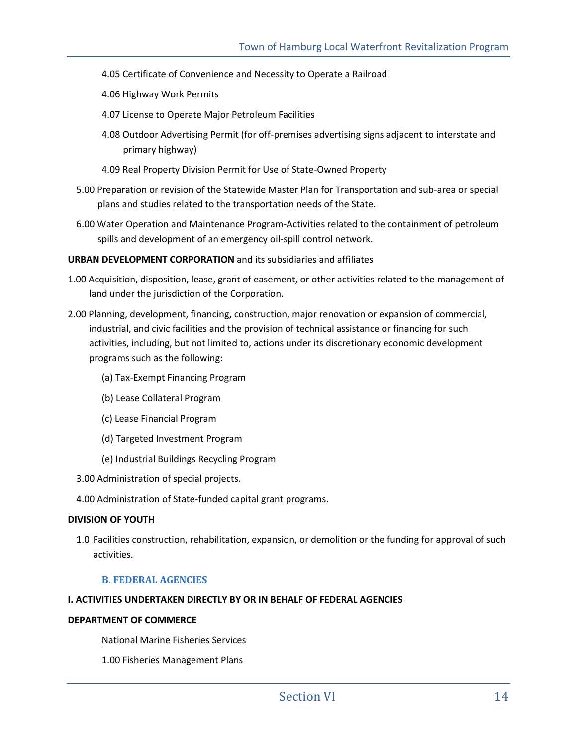4.05 Certificate of Convenience and Necessity to Operate a Railroad

4.06 Highway Work Permits

4.07 License to Operate Major Petroleum Facilities

4.08 Outdoor Advertising Permit (for off-premises advertising signs adjacent to interstate and primary highway)

4.09 Real Property Division Permit for Use of State-Owned Property

5.00 Preparation or revision of the Statewide Master Plan for Transportation and sub-area or special plans and studies related to the transportation needs of the State.

6.00 Water Operation and Maintenance Program-Activities related to the containment of petroleum spills and development of an emergency oil-spill control network.

**URBAN DEVELOPMENT CORPORATION** and its subsidiaries and affiliates

1.00 Acquisition, disposition, lease, grant of easement, or other activities related to the management of land under the jurisdiction of the Corporation.

2.00 Planning, development, financing, construction, major renovation or expansion of commercial, industrial, and civic facilities and the provision of technical assistance or financing for such activities, including, but not limited to, actions under its discretionary economic development programs such as the following:

(a) Tax-Exempt Financing Program

(b) Lease Collateral Program

(c) Lease Financial Program

(d) Targeted Investment Program

(e) Industrial Buildings Recycling Program

3.00 Administration of special projects.

4.00 Administration of State-funded capital grant programs.

**DIVISION OF YOUTH**

1.0 Facilities construction, rehabilitation, expansion, or demolition or the funding for approval of such activities.

## B. FEDERAL AGENCIES

**I. ACTIVITIES UNDERTAKEN DIRECTLY BY OR IN BEHALF OF FEDERAL AGENCIES**

**DEPARTMENT OF COMMERCE**

National Marine Fisheries Services

1.00 Fisheries Management Plans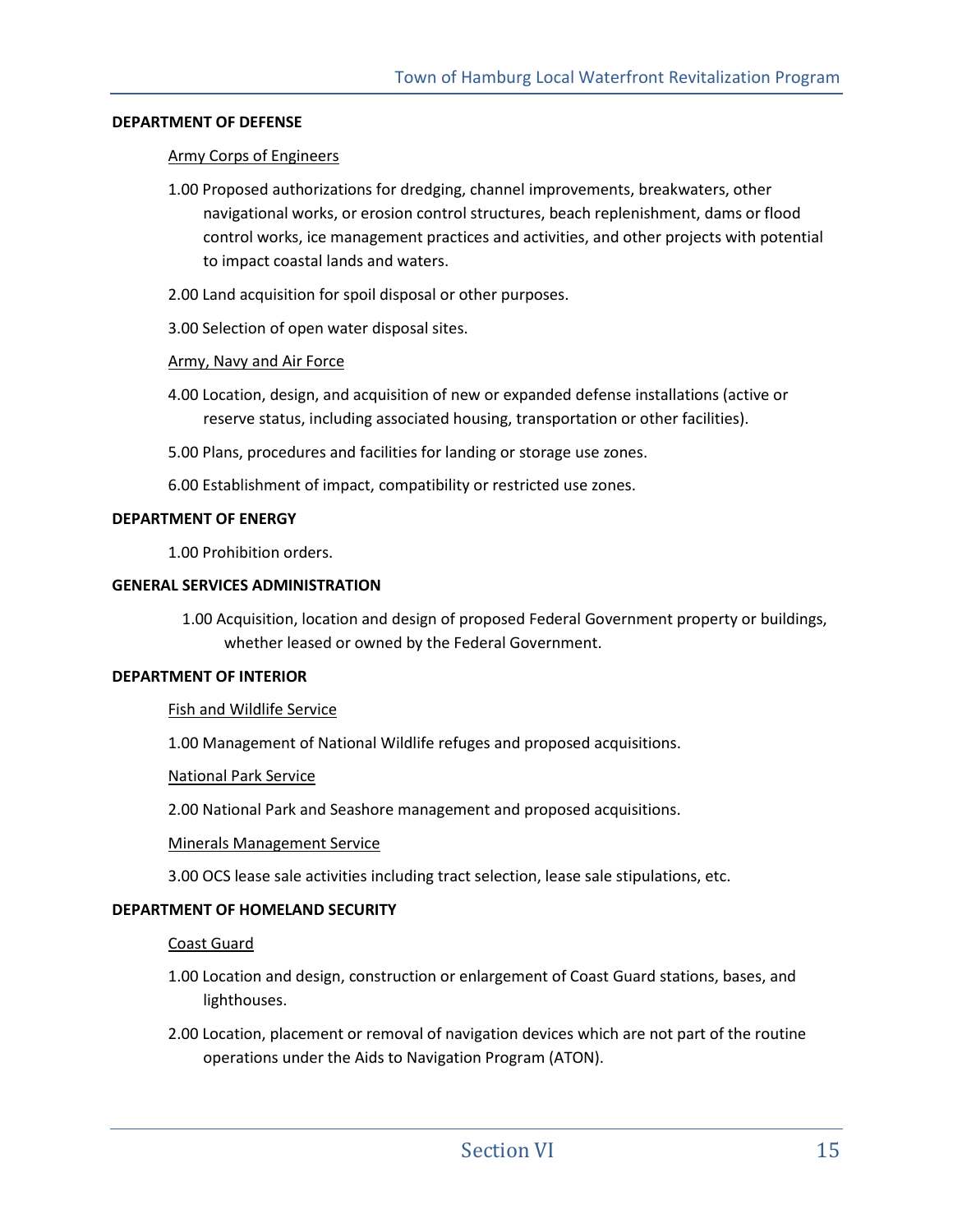**DEPARTMENT OF DEFENSE**

Army Corps of Engineers

1.00 Proposed authorizations for dredging, channel improvements, breakwaters, other navigational works, or erosion control structures, beach replenishment, dams or flood control works, ice management practices and activities, and other projects with potential to impact coastal lands and waters.

2.00 Land acquisition for spoil disposal or other purposes.

3.00 Selection of open water disposal sites.

Army, Navy and Air Force

4.00 Location, design, and acquisition of new or expanded defense installations (active or reserve status, including associated housing, transportation or other facilities).

5.00 Plans, procedures and facilities for landing or storage use zones.

6.00 Establishment of impact, compatibility or restricted use zones.

**DEPARTMENT OF ENERGY**

1.00 Prohibition orders.

**GENERAL SERVICES ADMINISTRATION**

1.00 Acquisition, location and design of proposed Federal Government property or buildings, whether leased or owned by the Federal Government.

**DEPARTMENT OF INTERIOR**

Fish and Wildlife Service

1.00 Management of National Wildlife refuges and proposed acquisitions.

National Park Service

2.00 National Park and Seashore management and proposed acquisitions.

Minerals Management Service

3.00 OCS lease sale activities including tract selection, lease sale stipulations, etc.

**DEPARTMENT OF HOMELAND SECURITY**

Coast Guard

1.00 Location and design, construction or enlargement of Coast Guard stations, bases, and lighthouses.

2.00 Location, placement or removal of navigation devices which are not part of the routine operations under the Aids to Navigation Program (ATON).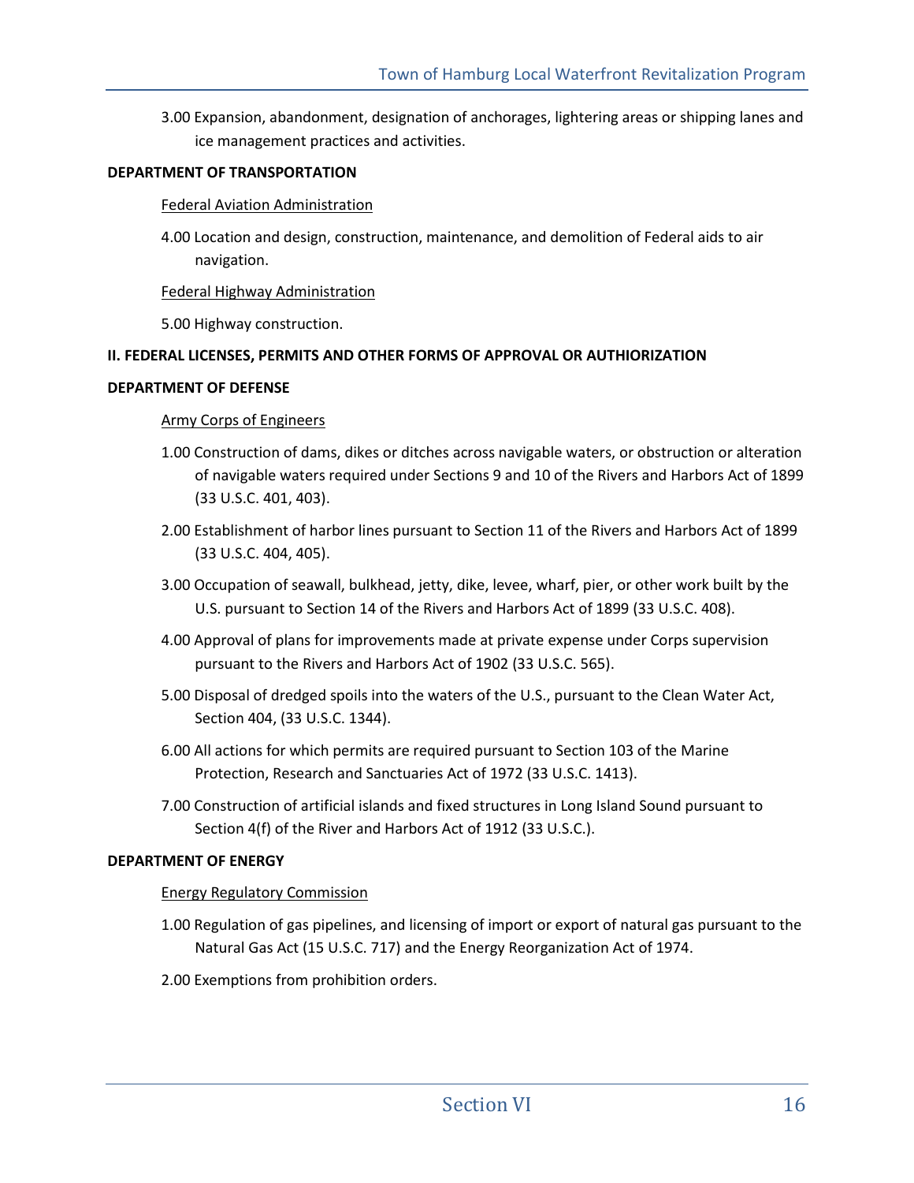3.00 Expansion, abandonment, designation of anchorages, lightering areas or shipping lanes and ice management practices and activities.

**DEPARTMENT OF TRANSPORTATION**

Federal Aviation Administration

4.00 Location and design, construction, maintenance, and demolition of Federal aids to air navigation.

Federal Highway Administration

5.00 Highway construction.

**II. FEDERAL LICENSES, PERMITS AND OTHER FORMS OF APPROVAL OR AUTHIORIZATION**

**DEPARTMENT OF DEFENSE**

Army Corps of Engineers

1.00 Construction of dams, dikes or ditches across navigable waters, or obstruction or alteration of navigable waters required under Sections 9 and 10 of the Rivers and Harbors Act of 1899 (33 U.S.C. 401, 403).

2.00 Establishment of harbor lines pursuant to Section 11 of the Rivers and Harbors Act of 1899 (33 U.S.C. 404, 405).

3.00 Occupation of seawall, bulkhead, jetty, dike, levee, wharf, pier, or other work built by the U.S. pursuant to Section 14 of the Rivers and Harbors Act of 1899 (33 U.S.C. 408).

4.00 Approval of plans for improvements made at private expense under Corps supervision pursuant to the Rivers and Harbors Act of 1902 (33 U.S.C. 565).

5.00 Disposal of dredged spoils into the waters of the U.S., pursuant to the Clean Water Act, Section 404, (33 U.S.C. 1344).

6.00 All actions for which permits are required pursuant to Section 103 of the Marine Protection, Research and Sanctuaries Act of 1972 (33 U.S.C. 1413).

7.00 Construction of artificial islands and fixed structures in Long Island Sound pursuant to Section 4(f) of the River and Harbors Act of 1912 (33 U.S.C.).

**DEPARTMENT OF ENERGY**

Energy Regulatory Commission

1.00 Regulation of gas pipelines, and licensing of import or export of natural gas pursuant to the Natural Gas Act (15 U.S.C. 717) and the Energy Reorganization Act of 1974.

2.00 Exemptions from prohibition orders.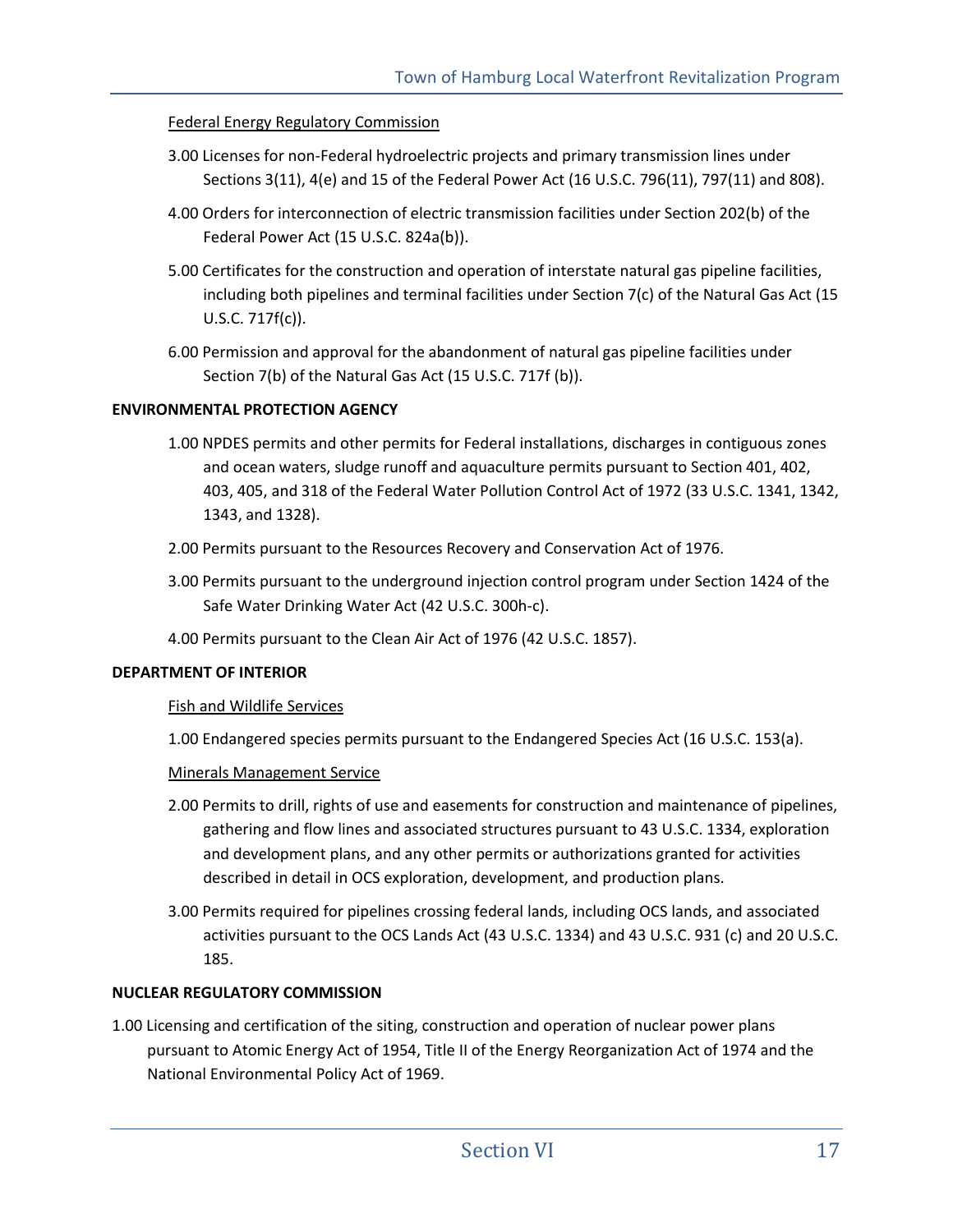Federal Energy Regulatory Commission

3.00 Licenses for non-Federal hydroelectric projects and primary transmission lines under Sections 3(11), 4(e) and 15 of the Federal Power Act (16 U.S.C. 796(11), 797(11) and 808).

4.00 Orders for interconnection of electric transmission facilities under Section 202(b) of the Federal Power Act (15 U.S.C. 824a(b)).

5.00 Certificates for the construction and operation of interstate natural gas pipeline facilities, including both pipelines and terminal facilities under Section 7(c) of the Natural Gas Act (15 U.S.C. 717f(c)).

6.00 Permission and approval for the abandonment of natural gas pipeline facilities under Section 7(b) of the Natural Gas Act (15 U.S.C. 717f (b)).

**ENVIRONMENTAL PROTECTION AGENCY**

1.00 NPDES permits and other permits for Federal installations, discharges in contiguous zones and ocean waters, sludge runoff and aquaculture permits pursuant to Section 401, 402, 403, 405, and 318 of the Federal Water Pollution Control Act of 1972 (33 U.S.C. 1341, 1342, 1343, and 1328).

2.00 Permits pursuant to the Resources Recovery and Conservation Act of 1976.

3.00 Permits pursuant to the underground injection control program under Section 1424 of the Safe Water Drinking Water Act (42 U.S.C. 300h-c).

4.00 Permits pursuant to the Clean Air Act of 1976 (42 U.S.C. 1857).

**DEPARTMENT OF INTERIOR**

Fish and Wildlife Services

1.00 Endangered species permits pursuant to the Endangered Species Act (16 U.S.C. 153(a).

Minerals Management Service

2.00 Permits to drill, rights of use and easements for construction and maintenance of pipelines, gathering and flow lines and associated structures pursuant to 43 U.S.C. 1334, exploration and development plans, and any other permits or authorizations granted for activities described in detail in OCS exploration, development, and production plans.

3.00 Permits required for pipelines crossing federal lands, including OCS lands, and associated activities pursuant to the OCS Lands Act (43 U.S.C. 1334) and 43 U.S.C. 931 (c) and 20 U.S.C. 185.

**NUCLEAR REGULATORY COMMISSION**

1.00 Licensing and certification of the siting, construction and operation of nuclear power plans pursuant to Atomic Energy Act of 1954, Title II of the Energy Reorganization Act of 1974 and the National Environmental Policy Act of 1969.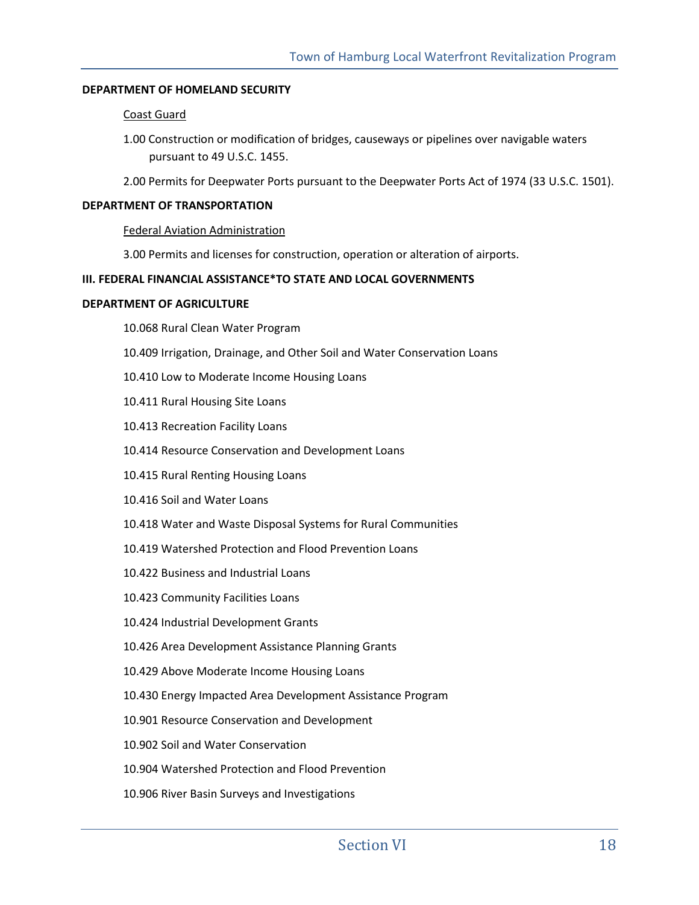**DEPARTMENT OF HOMELAND SECURITY**

Coast Guard

1.00 Construction or modification of bridges, causeways or pipelines over navigable waters pursuant to 49 U.S.C. 1455.

2.00 Permits for Deepwater Ports pursuant to the Deepwater Ports Act of 1974 (33 U.S.C. 1501).

**DEPARTMENT OF TRANSPORTATION**

Federal Aviation Administration

3.00 Permits and licenses for construction, operation or alteration of airports.

**III. FEDERAL FINANCIAL ASSISTANCE*TO STATE AND LOCAL GOVERNMENTS**

**DEPARTMENT OF AGRICULTURE**

10.068 Rural Clean Water Program

10.409 Irrigation, Drainage, and Other Soil and Water Conservation Loans

10.410 Low to Moderate Income Housing Loans

10.411 Rural Housing Site Loans

10.413 Recreation Facility Loans

10.414 Resource Conservation and Development Loans

10.415 Rural Renting Housing Loans

10.416 Soil and Water Loans

10.418 Water and Waste Disposal Systems for Rural Communities

10.419 Watershed Protection and Flood Prevention Loans

10.422 Business and Industrial Loans

10.423 Community Facilities Loans

10.424 Industrial Development Grants

10.426 Area Development Assistance Planning Grants

10.429 Above Moderate Income Housing Loans

10.430 Energy Impacted Area Development Assistance Program

10.901 Resource Conservation and Development

10.902 Soil and Water Conservation

10.904 Watershed Protection and Flood Prevention

10.906 River Basin Surveys and Investigations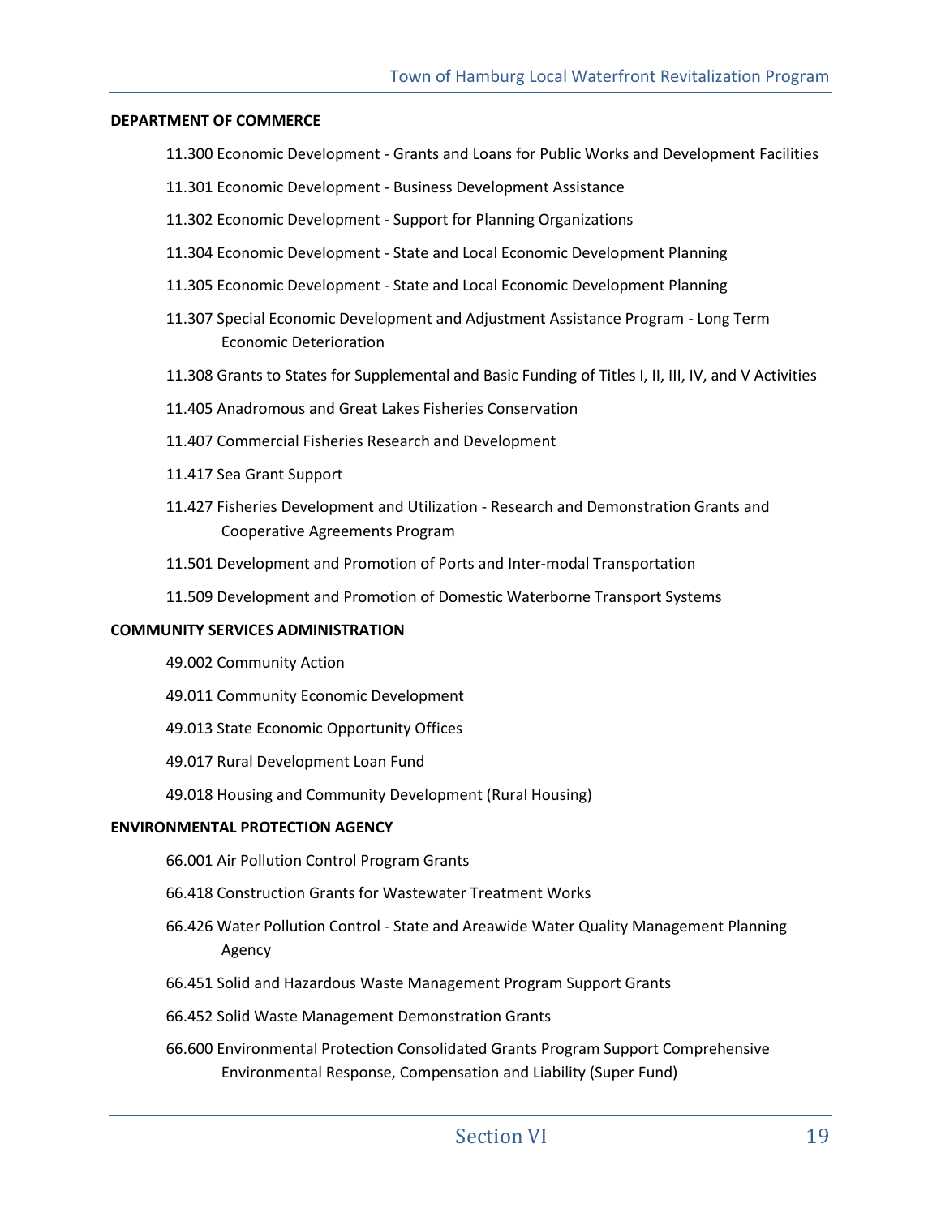**DEPARTMENT OF COMMERCE**

11.300 Economic Development - Grants and Loans for Public Works and Development Facilities

11.301 Economic Development - Business Development Assistance

11.302 Economic Development - Support for Planning Organizations

11.304 Economic Development - State and Local Economic Development Planning

11.305 Economic Development - State and Local Economic Development Planning

11.307 Special Economic Development and Adjustment Assistance Program - Long Term Economic Deterioration

11.308 Grants to States for Supplemental and Basic Funding of Titles I, II, III, IV, and V Activities

11.405 Anadromous and Great Lakes Fisheries Conservation

11.407 Commercial Fisheries Research and Development

11.417 Sea Grant Support

11.427 Fisheries Development and Utilization - Research and Demonstration Grants and Cooperative Agreements Program

11.501 Development and Promotion of Ports and Inter-modal Transportation

11.509 Development and Promotion of Domestic Waterborne Transport Systems

**COMMUNITY SERVICES ADMINISTRATION**

49.002 Community Action

49.011 Community Economic Development

49.013 State Economic Opportunity Offices

49.017 Rural Development Loan Fund

49.018 Housing and Community Development (Rural Housing)

**ENVIRONMENTAL PROTECTION AGENCY**

66.001 Air Pollution Control Program Grants

66.418 Construction Grants for Wastewater Treatment Works

66.426 Water Pollution Control - State and Areawide Water Quality Management Planning Agency

66.451 Solid and Hazardous Waste Management Program Support Grants

66.452 Solid Waste Management Demonstration Grants

66.600 Environmental Protection Consolidated Grants Program Support Comprehensive Environmental Response, Compensation and Liability (Super Fund)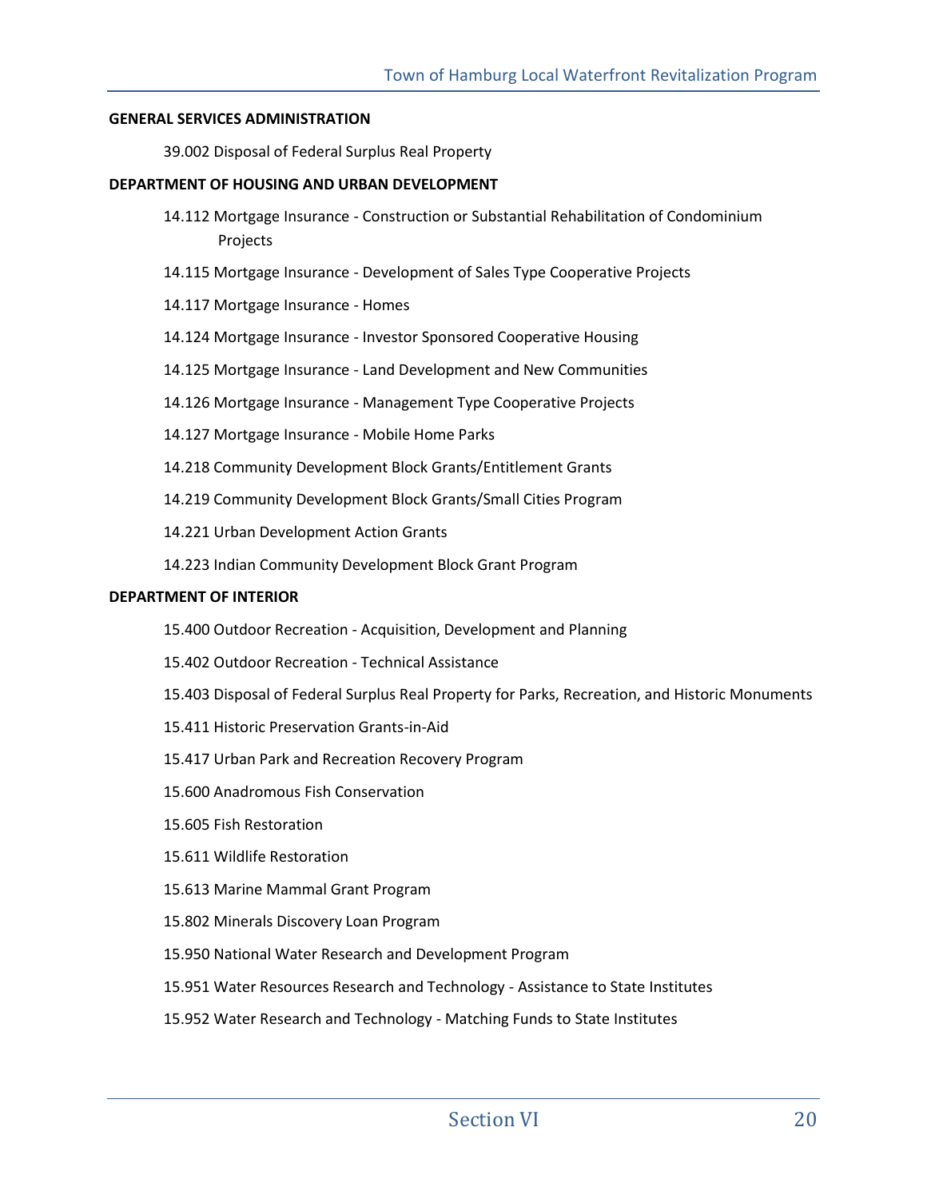**GENERAL SERVICES ADMINISTRATION**

39.002 Disposal of Federal Surplus Real Property

**DEPARTMENT OF HOUSING AND URBAN DEVELOPMENT**

14.112 Mortgage Insurance - Construction or Substantial Rehabilitation of Condominium Projects

14.115 Mortgage Insurance - Development of Sales Type Cooperative Projects

14.117 Mortgage Insurance - Homes

14.124 Mortgage Insurance - Investor Sponsored Cooperative Housing

14.125 Mortgage Insurance - Land Development and New Communities

14.126 Mortgage Insurance - Management Type Cooperative Projects

14.127 Mortgage Insurance - Mobile Home Parks

14.218 Community Development Block Grants/Entitlement Grants

14.219 Community Development Block Grants/Small Cities Program

14.221 Urban Development Action Grants

14.223 Indian Community Development Block Grant Program

**DEPARTMENT OF INTERIOR**

15.400 Outdoor Recreation - Acquisition, Development and Planning

15.402 Outdoor Recreation - Technical Assistance

15.403 Disposal of Federal Surplus Real Property for Parks, Recreation, and Historic Monuments

15.411 Historic Preservation Grants-in-Aid

15.417 Urban Park and Recreation Recovery Program

15.600 Anadromous Fish Conservation

15.605 Fish Restoration

15.611 Wildlife Restoration

15.613 Marine Mammal Grant Program

15.802 Minerals Discovery Loan Program

15.950 National Water Research and Development Program

15.951 Water Resources Research and Technology - Assistance to State Institutes

15.952 Water Research and Technology - Matching Funds to State Institutes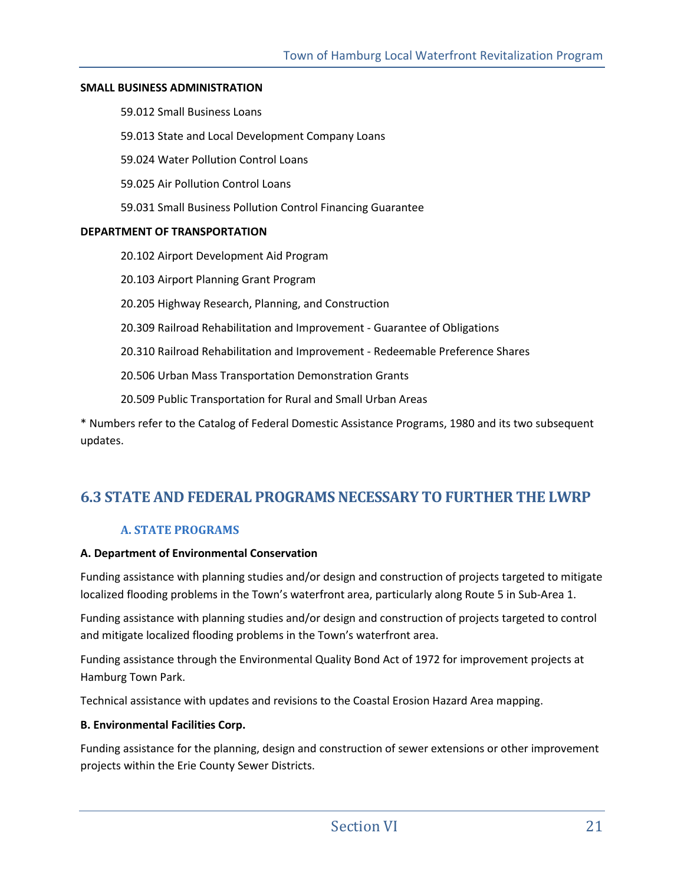**SMALL BUSINESS ADMINISTRATION**

59.012 Small Business Loans

59.013 State and Local Development Company Loans

59.024 Water Pollution Control Loans

59.025 Air Pollution Control Loans

59.031 Small Business Pollution Control Financing Guarantee

**DEPARTMENT OF TRANSPORTATION**

20.102 Airport Development Aid Program

20.103 Airport Planning Grant Program

20.205 Highway Research, Planning, and Construction

20.309 Railroad Rehabilitation and Improvement - Guarantee of Obligations

20.310 Railroad Rehabilitation and Improvement - Redeemable Preference Shares

20.506 Urban Mass Transportation Demonstration Grants

20.509 Public Transportation for Rural and Small Urban Areas

* Numbers refer to the Catalog of Federal Domestic Assistance Programs, 1980 and its two subsequent updates.

## 6.3 STATE AND FEDERAL PROGRAMS NECESSARY TO FURTHER THE LWRP

### A. STATE PROGRAMS

**A. Department of Environmental Conservation**

Funding assistance with planning studies and/or design and construction of projects targeted to mitigate localized flooding problems in the Town's waterfront area, particularly along Route 5 in Sub-Area 1.

Funding assistance with planning studies and/or design and construction of projects targeted to control and mitigate localized flooding problems in the Town's waterfront area.

Funding assistance through the Environmental Quality Bond Act of 1972 for improvement projects at Hamburg Town Park.

Technical assistance with updates and revisions to the Coastal Erosion Hazard Area mapping.

**B. Environmental Facilities Corp.**

Funding assistance for the planning, design and construction of sewer extensions or other improvement projects within the Erie County Sewer Districts.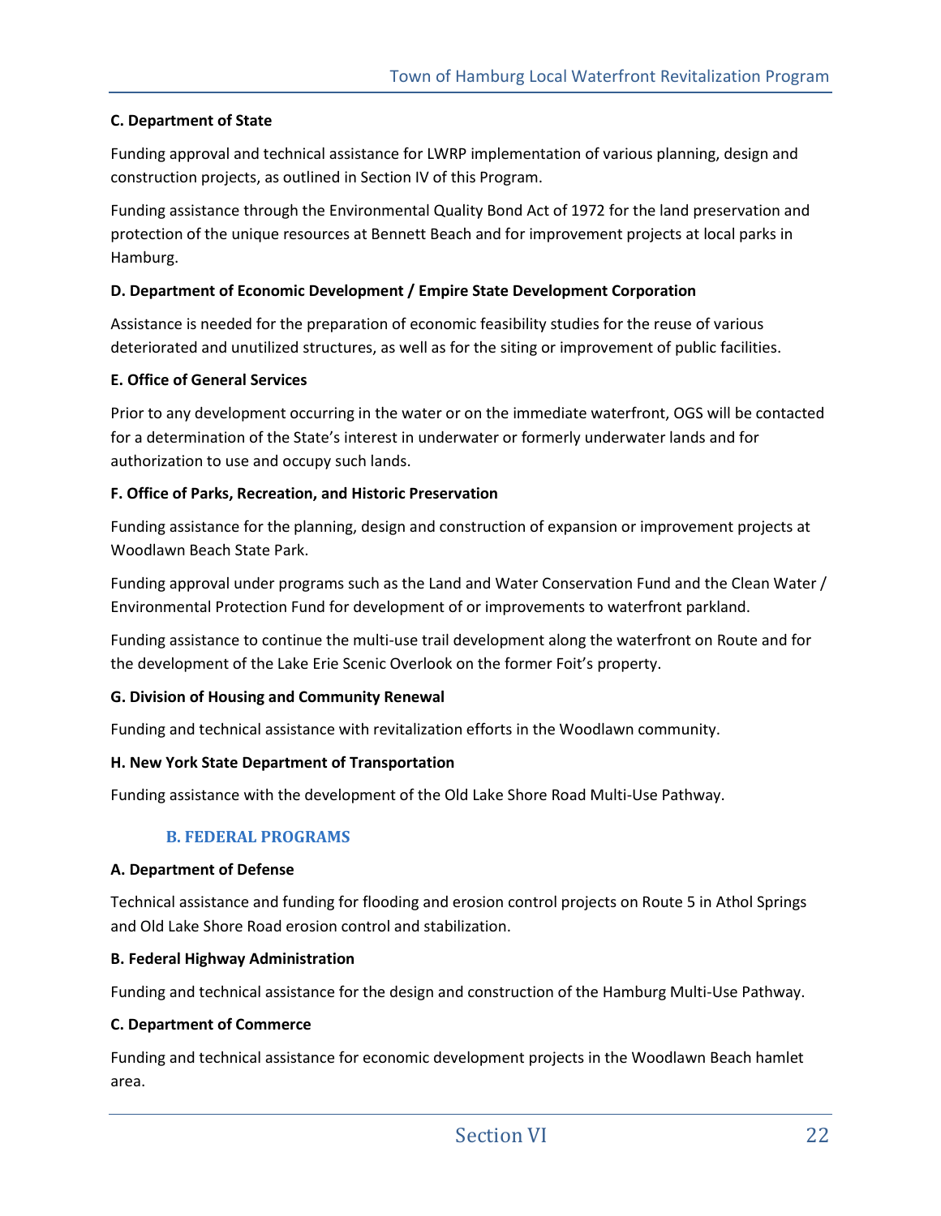**C. Department of State**

Funding approval and technical assistance for LWRP implementation of various planning, design and construction projects, as outlined in Section IV of this Program.

Funding assistance through the Environmental Quality Bond Act of 1972 for the land preservation and protection of the unique resources at Bennett Beach and for improvement projects at local parks in Hamburg.

**D. Department of Economic Development / Empire State Development Corporation**

Assistance is needed for the preparation of economic feasibility studies for the reuse of various deteriorated and unutilized structures, as well as for the siting or improvement of public facilities.

**E. Office of General Services**

Prior to any development occurring in the water or on the immediate waterfront, OGS will be contacted for a determination of the State's interest in underwater or formerly underwater lands and for authorization to use and occupy such lands.

**F. Office of Parks, Recreation, and Historic Preservation**

Funding assistance for the planning, design and construction of expansion or improvement projects at Woodlawn Beach State Park.

Funding approval under programs such as the Land and Water Conservation Fund and the Clean Water / Environmental Protection Fund for development of or improvements to waterfront parkland.

Funding assistance to continue the multi-use trail development along the waterfront on Route and for the development of the Lake Erie Scenic Overlook on the former Foit's property.

**G. Division of Housing and Community Renewal**

Funding and technical assistance with revitalization efforts in the Woodlawn community.

**H. New York State Department of Transportation**

Funding assistance with the development of the Old Lake Shore Road Multi-Use Pathway.

## B. FEDERAL PROGRAMS

**A. Department of Defense**

Technical assistance and funding for flooding and erosion control projects on Route 5 in Athol Springs and Old Lake Shore Road erosion control and stabilization.

**B. Federal Highway Administration**

Funding and technical assistance for the design and construction of the Hamburg Multi-Use Pathway.

**C. Department of Commerce**

Funding and technical assistance for economic development projects in the Woodlawn Beach hamlet area.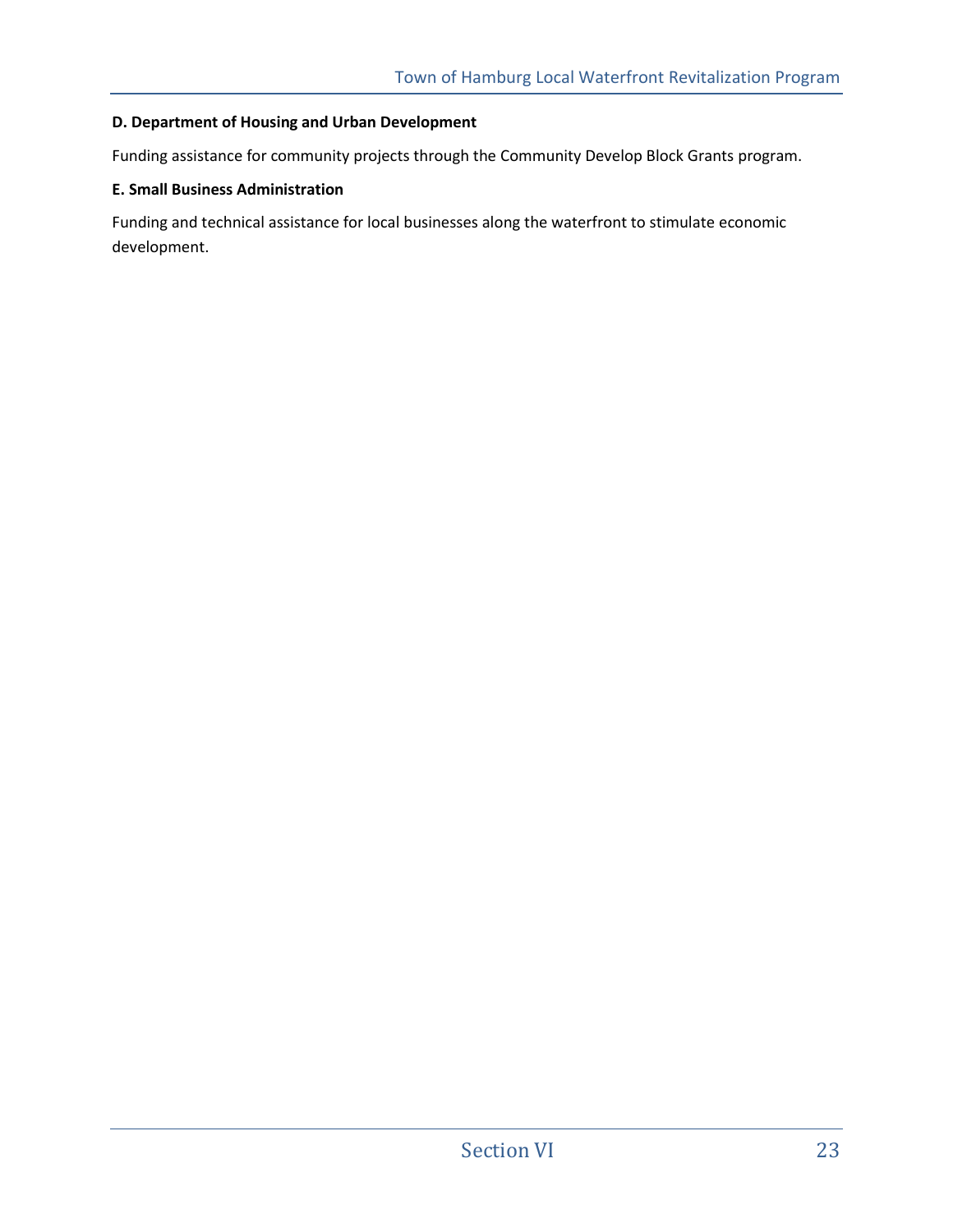**D. Department of Housing and Urban Development**

Funding assistance for community projects through the Community Develop Block Grants program.

**E. Small Business Administration**

Funding and technical assistance for local businesses along the waterfront to stimulate economic development.